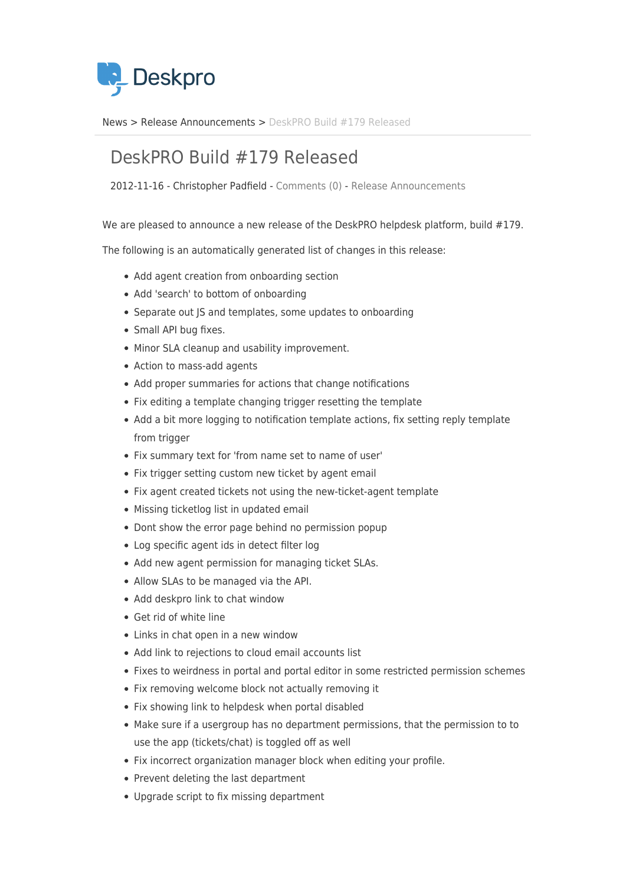Deskpro

News > Release Announcements > DeskPRO Build #179 Released

# DeskPRO Build #179 Released

2012-11-16 - Christopher Padfield - Comments (0) - Release Announcements

We are pleased to announce a new release of the DeskPRO helpdesk platform, build #179.

The following is an automatically generated list of changes in this release:

- Add agent creation from onboarding section
- Add 'search' to bottom of onboarding
- Separate out JS and templates, some updates to onboarding
- Small API bug fixes.
- Minor SLA cleanup and usability improvement.
- Action to mass-add agents
- Add proper summaries for actions that change notifications
- Fix editing a template changing trigger resetting the template
- Add a bit more logging to notification template actions, fix setting reply template from trigger
- Fix summary text for 'from name set to name of user'
- Fix trigger setting custom new ticket by agent email
- Fix agent created tickets not using the new-ticket-agent template
- Missing ticketlog list in updated email
- Dont show the error page behind no permission popup
- Log specific agent ids in detect filter log
- Add new agent permission for managing ticket SLAs.
- Allow SLAs to be managed via the API.
- Add deskpro link to chat window
- Get rid of white line
- Links in chat open in a new window
- Add link to rejections to cloud email accounts list
- Fixes to weirdness in portal and portal editor in some restricted permission schemes
- Fix removing welcome block not actually removing it
- Fix showing link to helpdesk when portal disabled
- Make sure if a usergroup has no department permissions, that the permission to to use the app (tickets/chat) is toggled off as well
- Fix incorrect organization manager block when editing your profile.
- Prevent deleting the last department
- Upgrade script to fix missing department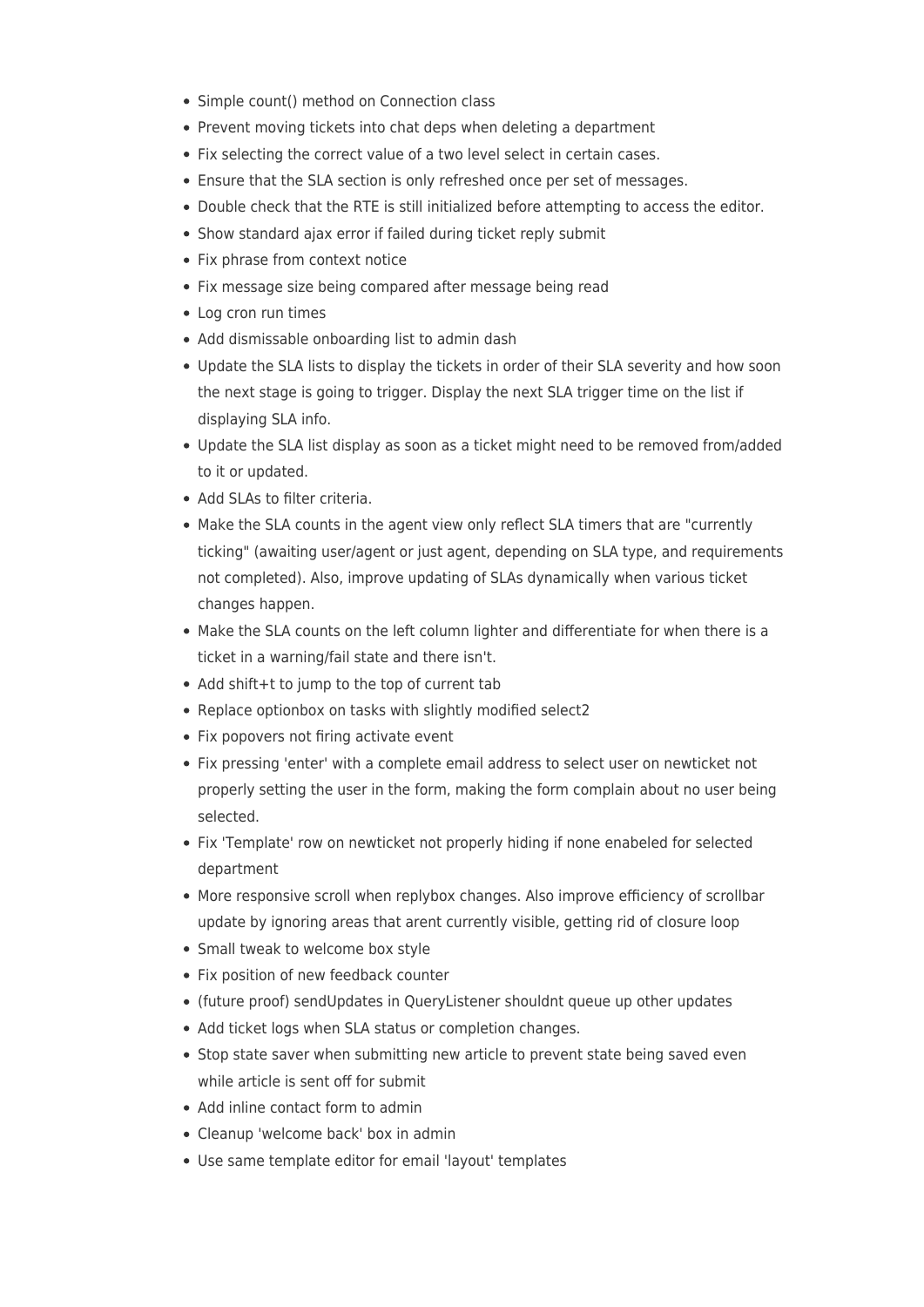- Simple count() method on Connection class
- Prevent moving tickets into chat deps when deleting a department
- Fix selecting the correct value of a two level select in certain cases.
- Ensure that the SLA section is only refreshed once per set of messages.
- Double check that the RTE is still initialized before attempting to access the editor.
- Show standard ajax error if failed during ticket reply submit
- Fix phrase from context notice
- Fix message size being compared after message being read
- Log cron run times
- Add dismissable onboarding list to admin dash
- Update the SLA lists to display the tickets in order of their SLA severity and how soon the next stage is going to trigger. Display the next SLA trigger time on the list if displaying SLA info.
- Update the SLA list display as soon as a ticket might need to be removed from/added to it or updated.
- Add SLAs to filter criteria.
- Make the SLA counts in the agent view only reflect SLA timers that are "currently ticking" (awaiting user/agent or just agent, depending on SLA type, and requirements not completed). Also, improve updating of SLAs dynamically when various ticket changes happen.
- Make the SLA counts on the left column lighter and differentiate for when there is a ticket in a warning/fail state and there isn't.
- Add shift+t to jump to the top of current tab
- Replace optionbox on tasks with slightly modified select2
- Fix popovers not firing activate event
- Fix pressing 'enter' with a complete email address to select user on newticket not properly setting the user in the form, making the form complain about no user being selected.
- Fix 'Template' row on newticket not properly hiding if none enabeled for selected department
- More responsive scroll when replybox changes. Also improve efficiency of scrollbar update by ignoring areas that arent currently visible, getting rid of closure loop
- Small tweak to welcome box style
- Fix position of new feedback counter
- (future proof) sendUpdates in QueryListener shouldnt queue up other updates
- Add ticket logs when SLA status or completion changes.
- Stop state saver when submitting new article to prevent state being saved even while article is sent off for submit
- Add inline contact form to admin
- Cleanup 'welcome back' box in admin
- Use same template editor for email 'layout' templates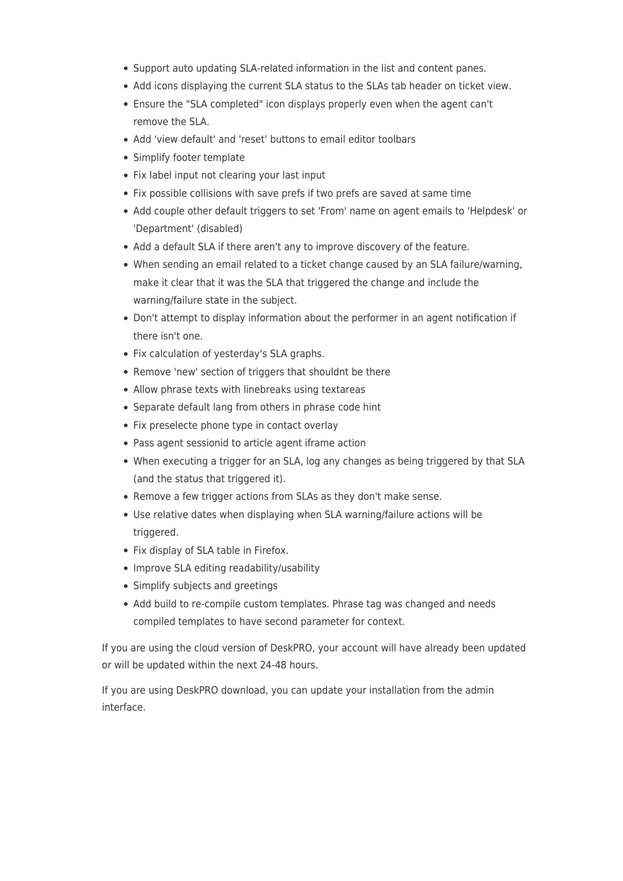- Support auto updating SLA-related information in the list and content panes.
- Add icons displaying the current SLA status to the SLAs tab header on ticket view.
- Ensure the "SLA completed" icon displays properly even when the agent can't remove the SLA.
- Add 'view default' and 'reset' buttons to email editor toolbars
- Simplify footer template
- Fix label input not clearing your last input
- Fix possible collisions with save prefs if two prefs are saved at same time
- Add couple other default triggers to set 'From' name on agent emails to 'Helpdesk' or 'Department' (disabled)
- Add a default SLA if there aren't any to improve discovery of the feature.
- When sending an email related to a ticket change caused by an SLA failure/warning, make it clear that it was the SLA that triggered the change and include the warning/failure state in the subject.
- Don't attempt to display information about the performer in an agent notification if there isn't one.
- Fix calculation of yesterday's SLA graphs.
- Remove 'new' section of triggers that shouldnt be there
- Allow phrase texts with linebreaks using textareas
- Separate default lang from others in phrase code hint
- Fix preselecte phone type in contact overlay
- Pass agent sessionid to article agent iframe action
- When executing a trigger for an SLA, log any changes as being triggered by that SLA (and the status that triggered it).
- Remove a few trigger actions from SLAs as they don't make sense.
- Use relative dates when displaying when SLA warning/failure actions will be triggered.
- Fix display of SLA table in Firefox.
- Improve SLA editing readability/usability
- Simplify subjects and greetings
- Add build to re-compile custom templates. Phrase tag was changed and needs compiled templates to have second parameter for context.

If you are using the cloud version of DeskPRO, your account will have already been updated or will be updated within the next 24-48 hours.

If you are using DeskPRO download, you can update your installation from the admin interface.